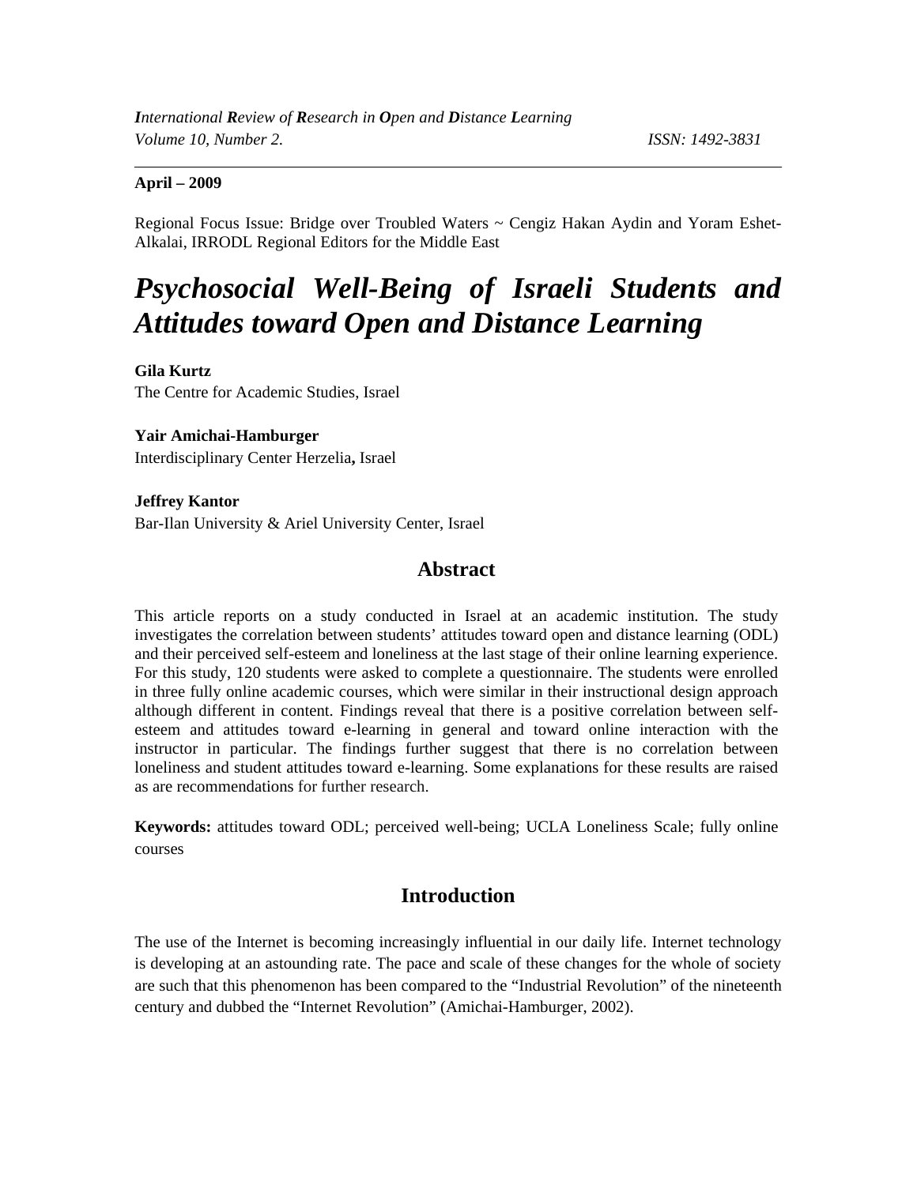***I**nternational **R**eview of **R**esearch in **O**pen and **D**istance **L**earning*
*Volume 10, Number 2.* *ISSN: 1492-3831*

**April – 2009**

Regional Focus Issue: Bridge over Troubled Waters ~ Cengiz Hakan Aydin and Yoram Eshet-Alkalai, IRRODL Regional Editors for the Middle East

# *Psychosocial Well-Being of Israeli Students and Attitudes toward Open and Distance Learning*

**Gila Kurtz**
The Centre for Academic Studies, Israel

**Yair Amichai-Hamburger**
Interdisciplinary Center Herzelia**,** Israel

**Jeffrey Kantor**
Bar-Ilan University & Ariel University Center, Israel

## Abstract

This article reports on a study conducted in Israel at an academic institution. The study investigates the correlation between students' attitudes toward open and distance learning (ODL) and their perceived self-esteem and loneliness at the last stage of their online learning experience. For this study, 120 students were asked to complete a questionnaire. The students were enrolled in three fully online academic courses, which were similar in their instructional design approach although different in content. Findings reveal that there is a positive correlation between self-esteem and attitudes toward e-learning in general and toward online interaction with the instructor in particular. The findings further suggest that there is no correlation between loneliness and student attitudes toward e-learning. Some explanations for these results are raised as are recommendations for further research.

**Keywords:** attitudes toward ODL; perceived well-being; UCLA Loneliness Scale; fully online courses

## Introduction

The use of the Internet is becoming increasingly influential in our daily life. Internet technology is developing at an astounding rate. The pace and scale of these changes for the whole of society are such that this phenomenon has been compared to the "Industrial Revolution" of the nineteenth century and dubbed the "Internet Revolution" (Amichai-Hamburger, 2002).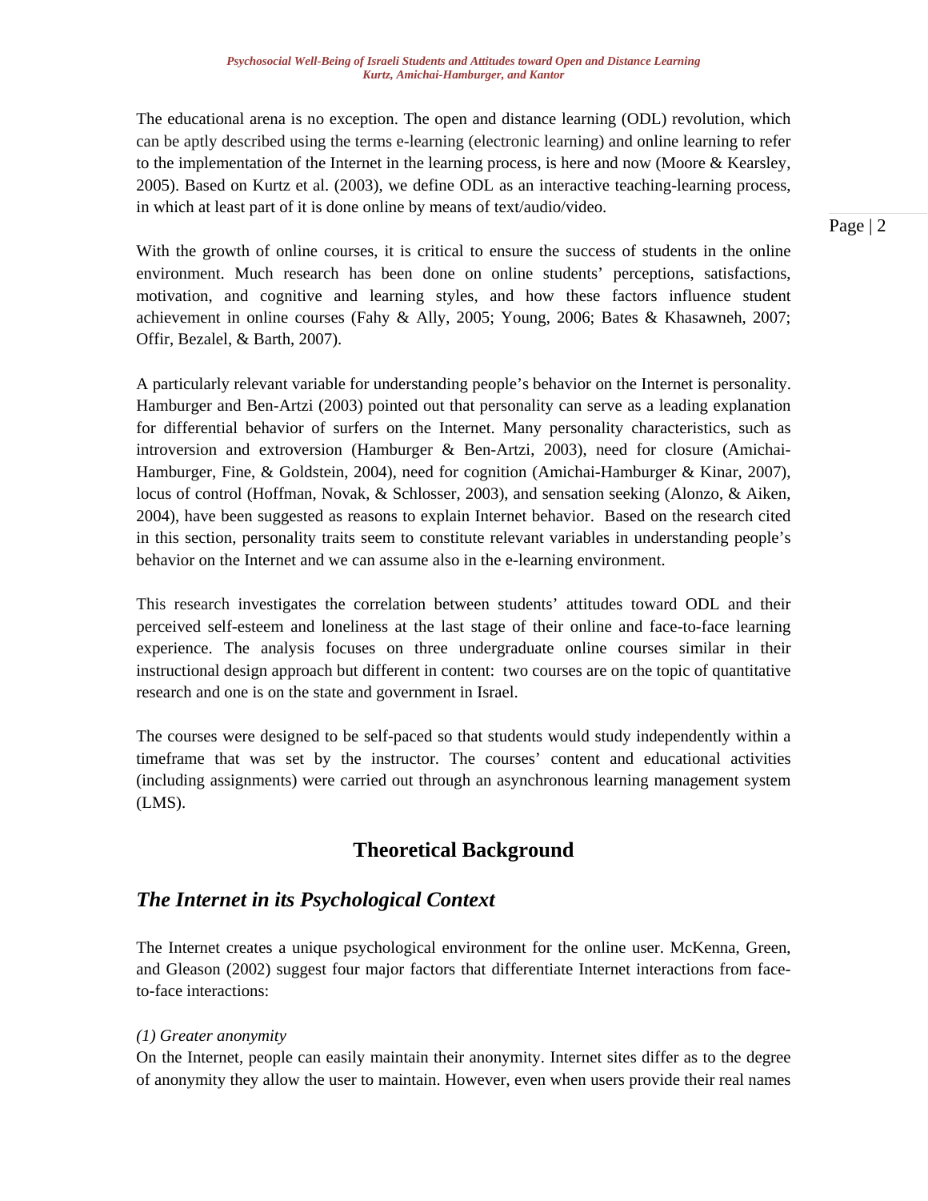The educational arena is no exception. The open and distance learning (ODL) revolution, which can be aptly described using the terms e-learning (electronic learning) and online learning to refer to the implementation of the Internet in the learning process, is here and now (Moore & Kearsley, 2005). Based on Kurtz et al. (2003), we define ODL as an interactive teaching-learning process, in which at least part of it is done online by means of text/audio/video.

With the growth of online courses, it is critical to ensure the success of students in the online environment. Much research has been done on online students' perceptions, satisfactions, motivation, and cognitive and learning styles, and how these factors influence student achievement in online courses (Fahy & Ally, 2005; Young, 2006; Bates & Khasawneh, 2007; Offir, Bezalel, & Barth, 2007).

A particularly relevant variable for understanding people's behavior on the Internet is personality. Hamburger and Ben-Artzi (2003) pointed out that personality can serve as a leading explanation for differential behavior of surfers on the Internet. Many personality characteristics, such as introversion and extroversion (Hamburger & Ben-Artzi, 2003), need for closure (Amichai-Hamburger, Fine, & Goldstein, 2004), need for cognition (Amichai-Hamburger & Kinar, 2007), locus of control (Hoffman, Novak, & Schlosser, 2003), and sensation seeking (Alonzo, & Aiken, 2004), have been suggested as reasons to explain Internet behavior. Based on the research cited in this section, personality traits seem to constitute relevant variables in understanding people's behavior on the Internet and we can assume also in the e-learning environment.

This research investigates the correlation between students' attitudes toward ODL and their perceived self-esteem and loneliness at the last stage of their online and face-to-face learning experience. The analysis focuses on three undergraduate online courses similar in their instructional design approach but different in content: two courses are on the topic of quantitative research and one is on the state and government in Israel.

The courses were designed to be self-paced so that students would study independently within a timeframe that was set by the instructor. The courses' content and educational activities (including assignments) were carried out through an asynchronous learning management system (LMS).

## Theoretical Background

### *The Internet in its Psychological Context*

The Internet creates a unique psychological environment for the online user. McKenna, Green, and Gleason (2002) suggest four major factors that differentiate Internet interactions from face-to-face interactions:

*(1) Greater anonymity*

On the Internet, people can easily maintain their anonymity. Internet sites differ as to the degree of anonymity they allow the user to maintain. However, even when users provide their real names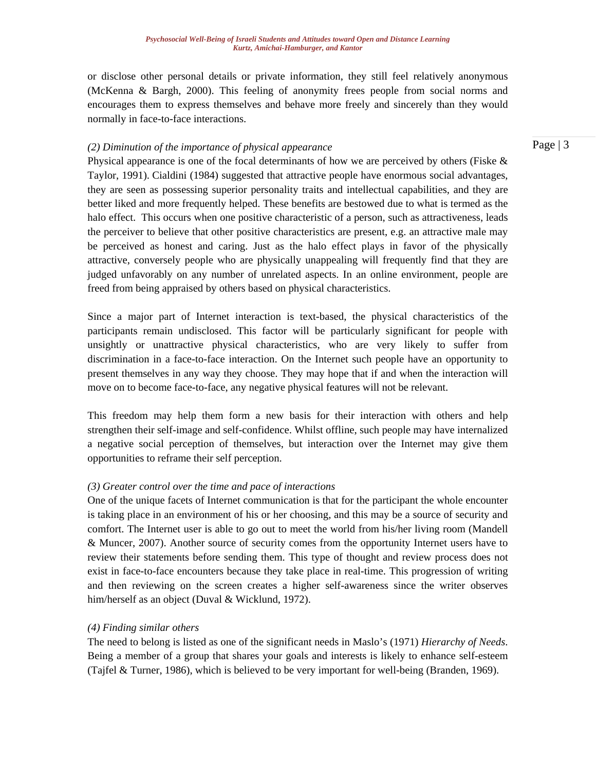or disclose other personal details or private information, they still feel relatively anonymous (McKenna & Bargh, 2000). This feeling of anonymity frees people from social norms and encourages them to express themselves and behave more freely and sincerely than they would normally in face-to-face interactions.

*(2) Diminution of the importance of physical appearance*

Physical appearance is one of the focal determinants of how we are perceived by others (Fiske & Taylor, 1991). Cialdini (1984) suggested that attractive people have enormous social advantages, they are seen as possessing superior personality traits and intellectual capabilities, and they are better liked and more frequently helped. These benefits are bestowed due to what is termed as the halo effect. This occurs when one positive characteristic of a person, such as attractiveness, leads the perceiver to believe that other positive characteristics are present, e.g. an attractive male may be perceived as honest and caring. Just as the halo effect plays in favor of the physically attractive, conversely people who are physically unappealing will frequently find that they are judged unfavorably on any number of unrelated aspects. In an online environment, people are freed from being appraised by others based on physical characteristics.

Since a major part of Internet interaction is text-based, the physical characteristics of the participants remain undisclosed. This factor will be particularly significant for people with unsightly or unattractive physical characteristics, who are very likely to suffer from discrimination in a face-to-face interaction. On the Internet such people have an opportunity to present themselves in any way they choose. They may hope that if and when the interaction will move on to become face-to-face, any negative physical features will not be relevant.

This freedom may help them form a new basis for their interaction with others and help strengthen their self-image and self-confidence. Whilst offline, such people may have internalized a negative social perception of themselves, but interaction over the Internet may give them opportunities to reframe their self perception.

*(3) Greater control over the time and pace of interactions*

One of the unique facets of Internet communication is that for the participant the whole encounter is taking place in an environment of his or her choosing, and this may be a source of security and comfort. The Internet user is able to go out to meet the world from his/her living room (Mandell & Muncer, 2007). Another source of security comes from the opportunity Internet users have to review their statements before sending them. This type of thought and review process does not exist in face-to-face encounters because they take place in real-time. This progression of writing and then reviewing on the screen creates a higher self-awareness since the writer observes him/herself as an object (Duval & Wicklund, 1972).

*(4) Finding similar others*

The need to belong is listed as one of the significant needs in Maslo's (1971) *Hierarchy of Needs*. Being a member of a group that shares your goals and interests is likely to enhance self-esteem (Tajfel & Turner, 1986), which is believed to be very important for well-being (Branden, 1969).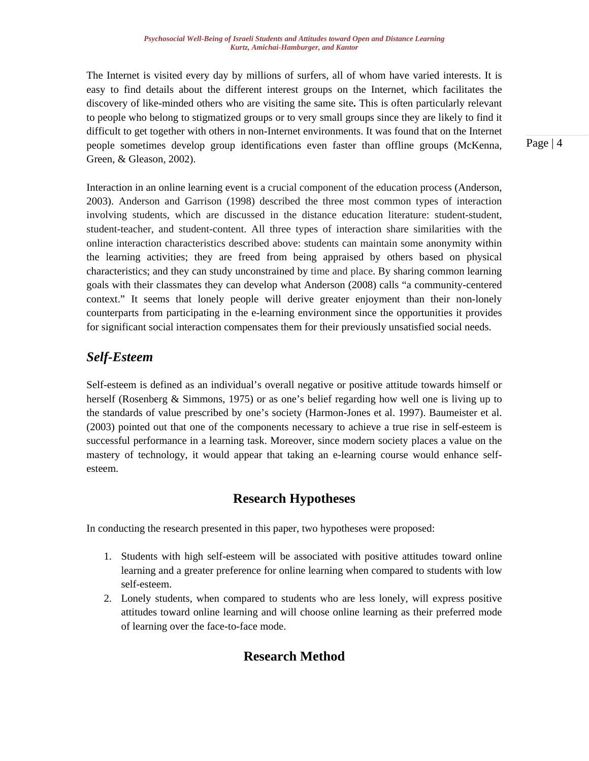The Internet is visited every day by millions of surfers, all of whom have varied interests. It is easy to find details about the different interest groups on the Internet, which facilitates the discovery of like-minded others who are visiting the same site**.** This is often particularly relevant to people who belong to stigmatized groups or to very small groups since they are likely to find it difficult to get together with others in non-Internet environments. It was found that on the Internet people sometimes develop group identifications even faster than offline groups (McKenna, Green, & Gleason, 2002).

Interaction in an online learning event is a crucial component of the education process (Anderson, 2003). Anderson and Garrison (1998) described the three most common types of interaction involving students, which are discussed in the distance education literature: student-student, student-teacher, and student-content. All three types of interaction share similarities with the online interaction characteristics described above: students can maintain some anonymity within the learning activities; they are freed from being appraised by others based on physical characteristics; and they can study unconstrained by time and place. By sharing common learning goals with their classmates they can develop what Anderson (2008) calls "a community-centered context." It seems that lonely people will derive greater enjoyment than their non-lonely counterparts from participating in the e-learning environment since the opportunities it provides for significant social interaction compensates them for their previously unsatisfied social needs.

## *Self-Esteem*

Self-esteem is defined as an individual's overall negative or positive attitude towards himself or herself (Rosenberg & Simmons, 1975) or as one's belief regarding how well one is living up to the standards of value prescribed by one's society (Harmon-Jones et al. 1997). Baumeister et al. (2003) pointed out that one of the components necessary to achieve a true rise in self-esteem is successful performance in a learning task. Moreover, since modern society places a value on the mastery of technology, it would appear that taking an e-learning course would enhance self-esteem.

# Research Hypotheses

In conducting the research presented in this paper, two hypotheses were proposed:

1. Students with high self-esteem will be associated with positive attitudes toward online learning and a greater preference for online learning when compared to students with low self-esteem.
2. Lonely students, when compared to students who are less lonely, will express positive attitudes toward online learning and will choose online learning as their preferred mode of learning over the face-to-face mode.

# Research Method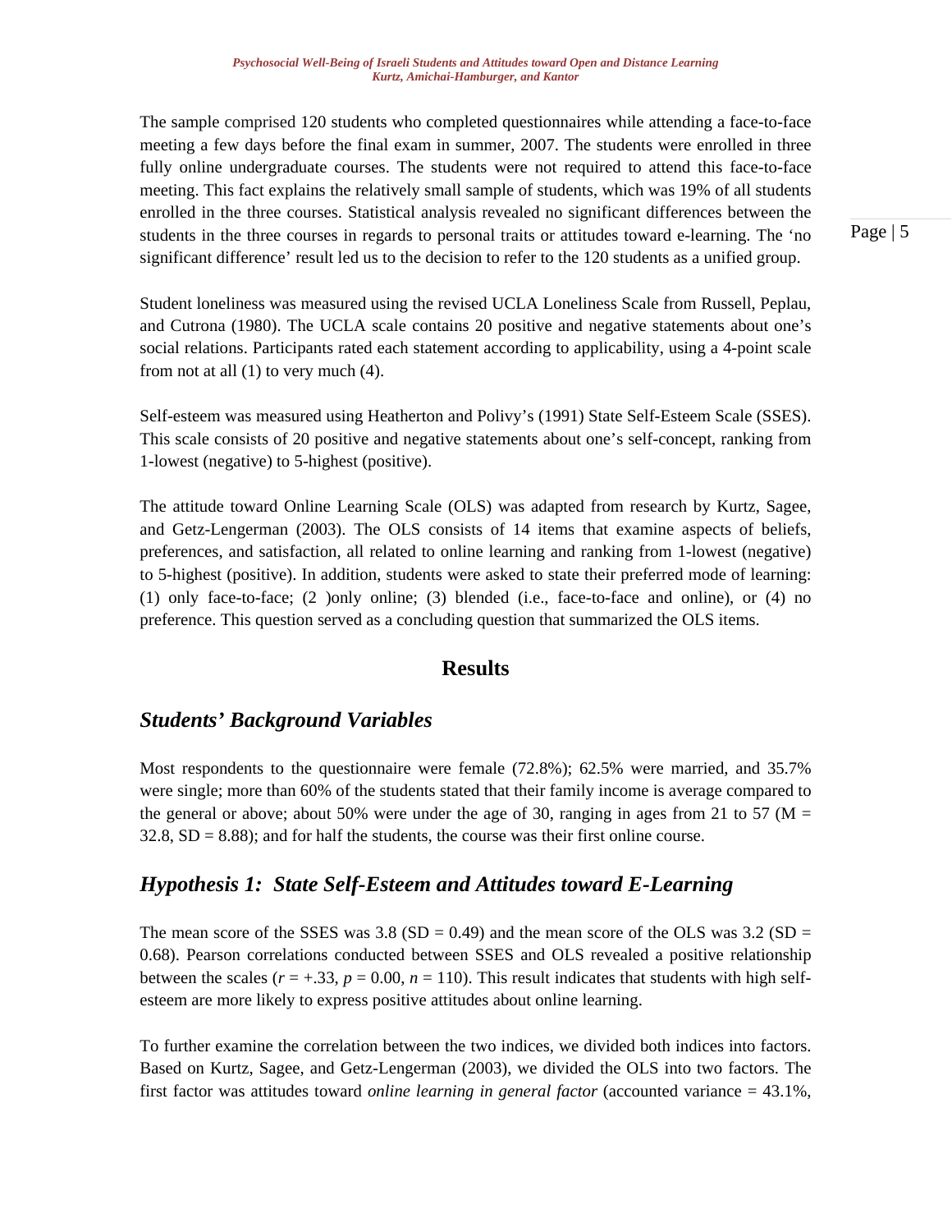The sample comprised 120 students who completed questionnaires while attending a face-to-face meeting a few days before the final exam in summer, 2007. The students were enrolled in three fully online undergraduate courses. The students were not required to attend this face-to-face meeting. This fact explains the relatively small sample of students, which was 19% of all students enrolled in the three courses. Statistical analysis revealed no significant differences between the students in the three courses in regards to personal traits or attitudes toward e-learning. The 'no significant difference' result led us to the decision to refer to the 120 students as a unified group.

Student loneliness was measured using the revised UCLA Loneliness Scale from Russell, Peplau, and Cutrona (1980). The UCLA scale contains 20 positive and negative statements about one's social relations. Participants rated each statement according to applicability, using a 4-point scale from not at all (1) to very much (4).

Self-esteem was measured using Heatherton and Polivy's (1991) State Self-Esteem Scale (SSES). This scale consists of 20 positive and negative statements about one's self-concept, ranking from 1-lowest (negative) to 5-highest (positive).

The attitude toward Online Learning Scale (OLS) was adapted from research by Kurtz, Sagee, and Getz-Lengerman (2003). The OLS consists of 14 items that examine aspects of beliefs, preferences, and satisfaction, all related to online learning and ranking from 1-lowest (negative) to 5-highest (positive). In addition, students were asked to state their preferred mode of learning: (1) only face-to-face; (2 )only online; (3) blended (i.e., face-to-face and online), or (4) no preference. This question served as a concluding question that summarized the OLS items.

## Results

### *Students' Background Variables*

Most respondents to the questionnaire were female (72.8%); 62.5% were married, and 35.7% were single; more than 60% of the students stated that their family income is average compared to the general or above; about 50% were under the age of 30, ranging in ages from 21 to 57 (M = 32.8, SD = 8.88); and for half the students, the course was their first online course.

### *Hypothesis 1: State Self-Esteem and Attitudes toward E-Learning*

The mean score of the SSES was 3.8 (SD = 0.49) and the mean score of the OLS was 3.2 (SD = 0.68). Pearson correlations conducted between SSES and OLS revealed a positive relationship between the scales ($r = +.33$, $p = 0.00$, $n = 110$). This result indicates that students with high self-esteem are more likely to express positive attitudes about online learning.

To further examine the correlation between the two indices, we divided both indices into factors. Based on Kurtz, Sagee, and Getz-Lengerman (2003), we divided the OLS into two factors. The first factor was attitudes toward *online learning in general factor* (accounted variance = 43.1%,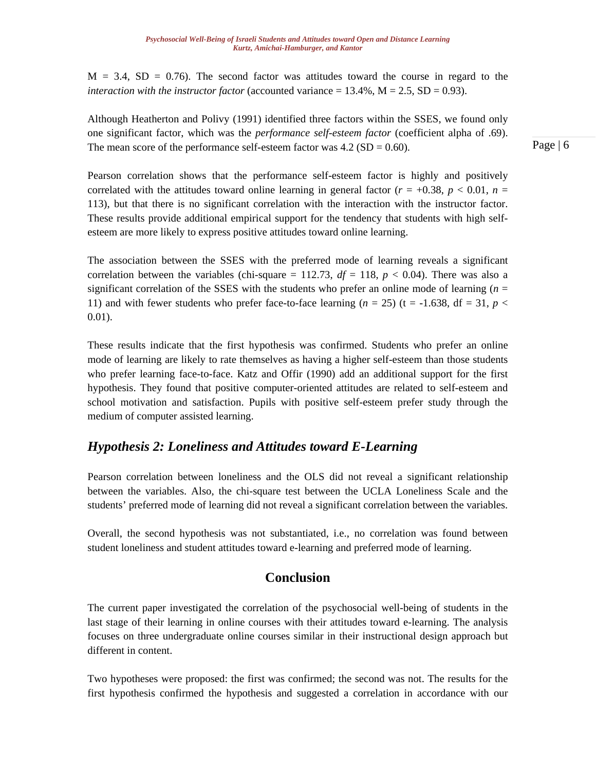M = 3.4, SD = 0.76). The second factor was attitudes toward the course in regard to the *interaction with the instructor factor* (accounted variance = 13.4%, M = 2.5, SD = 0.93).

Although Heatherton and Polivy (1991) identified three factors within the SSES, we found only one significant factor, which was the *performance self-esteem factor* (coefficient alpha of .69). The mean score of the performance self-esteem factor was 4.2 (SD = 0.60).

Pearson correlation shows that the performance self-esteem factor is highly and positively correlated with the attitudes toward online learning in general factor ($r = +0.38$, $p < 0.01$, $n = 113$), but that there is no significant correlation with the interaction with the instructor factor. These results provide additional empirical support for the tendency that students with high self-esteem are more likely to express positive attitudes toward online learning.

The association between the SSES with the preferred mode of learning reveals a significant correlation between the variables (chi-square = 112.73, $df = 118$, $p < 0.04$). There was also a significant correlation of the SSES with the students who prefer an online mode of learning ($n = 11$) and with fewer students who prefer face-to-face learning ($n = 25$) (t = -1.638, df = 31, $p < 0.01$).

These results indicate that the first hypothesis was confirmed. Students who prefer an online mode of learning are likely to rate themselves as having a higher self-esteem than those students who prefer learning face-to-face. Katz and Offir (1990) add an additional support for the first hypothesis. They found that positive computer-oriented attitudes are related to self-esteem and school motivation and satisfaction. Pupils with positive self-esteem prefer study through the medium of computer assisted learning.

### *Hypothesis 2: Loneliness and Attitudes toward E-Learning*

Pearson correlation between loneliness and the OLS did not reveal a significant relationship between the variables. Also, the chi-square test between the UCLA Loneliness Scale and the students' preferred mode of learning did not reveal a significant correlation between the variables.

Overall, the second hypothesis was not substantiated, i.e., no correlation was found between student loneliness and student attitudes toward e-learning and preferred mode of learning.

## Conclusion

The current paper investigated the correlation of the psychosocial well-being of students in the last stage of their learning in online courses with their attitudes toward e-learning. The analysis focuses on three undergraduate online courses similar in their instructional design approach but different in content.

Two hypotheses were proposed: the first was confirmed; the second was not. The results for the first hypothesis confirmed the hypothesis and suggested a correlation in accordance with our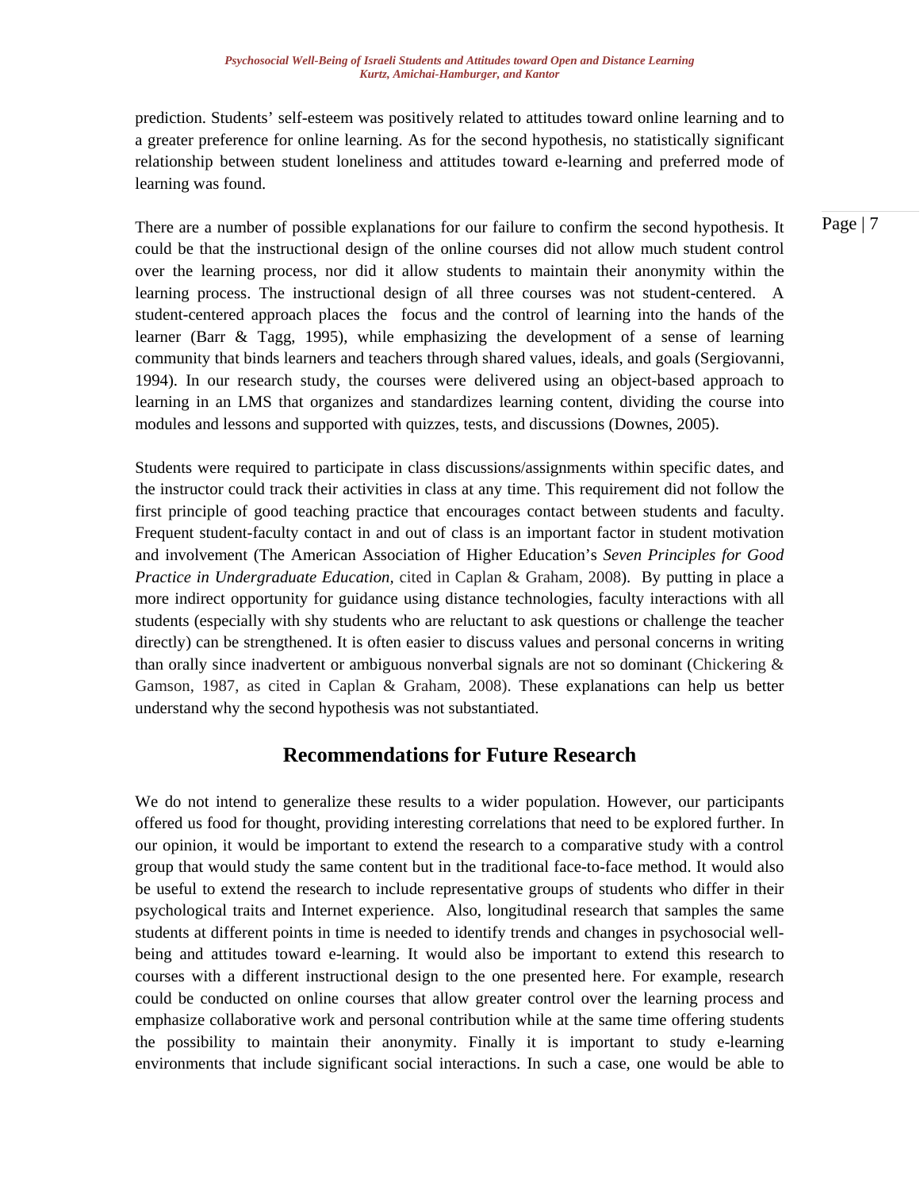prediction. Students' self-esteem was positively related to attitudes toward online learning and to a greater preference for online learning. As for the second hypothesis, no statistically significant relationship between student loneliness and attitudes toward e-learning and preferred mode of learning was found.

There are a number of possible explanations for our failure to confirm the second hypothesis. It could be that the instructional design of the online courses did not allow much student control over the learning process, nor did it allow students to maintain their anonymity within the learning process. The instructional design of all three courses was not student-centered. A student-centered approach places the focus and the control of learning into the hands of the learner (Barr & Tagg, 1995), while emphasizing the development of a sense of learning community that binds learners and teachers through shared values, ideals, and goals (Sergiovanni, 1994). In our research study, the courses were delivered using an object-based approach to learning in an LMS that organizes and standardizes learning content, dividing the course into modules and lessons and supported with quizzes, tests, and discussions (Downes, 2005).

Students were required to participate in class discussions/assignments within specific dates, and the instructor could track their activities in class at any time. This requirement did not follow the first principle of good teaching practice that encourages contact between students and faculty. Frequent student-faculty contact in and out of class is an important factor in student motivation and involvement (The American Association of Higher Education's *Seven Principles for Good Practice in Undergraduate Education,* cited in Caplan & Graham, 2008). By putting in place a more indirect opportunity for guidance using distance technologies, faculty interactions with all students (especially with shy students who are reluctant to ask questions or challenge the teacher directly) can be strengthened. It is often easier to discuss values and personal concerns in writing than orally since inadvertent or ambiguous nonverbal signals are not so dominant (Chickering & Gamson, 1987, as cited in Caplan & Graham, 2008). These explanations can help us better understand why the second hypothesis was not substantiated.

## Recommendations for Future Research

We do not intend to generalize these results to a wider population. However, our participants offered us food for thought, providing interesting correlations that need to be explored further. In our opinion, it would be important to extend the research to a comparative study with a control group that would study the same content but in the traditional face-to-face method. It would also be useful to extend the research to include representative groups of students who differ in their psychological traits and Internet experience. Also, longitudinal research that samples the same students at different points in time is needed to identify trends and changes in psychosocial well-being and attitudes toward e-learning. It would also be important to extend this research to courses with a different instructional design to the one presented here. For example, research could be conducted on online courses that allow greater control over the learning process and emphasize collaborative work and personal contribution while at the same time offering students the possibility to maintain their anonymity. Finally it is important to study e-learning environments that include significant social interactions. In such a case, one would be able to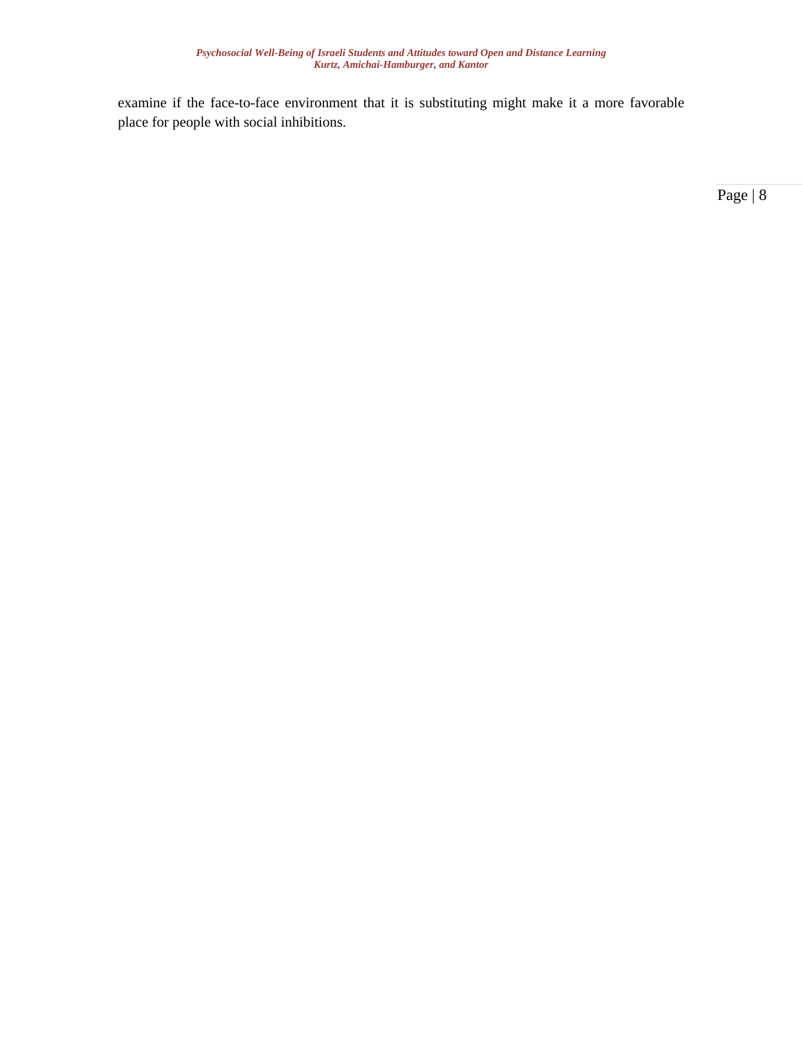examine if the face-to-face environment that it is substituting might make it a more favorable place for people with social inhibitions.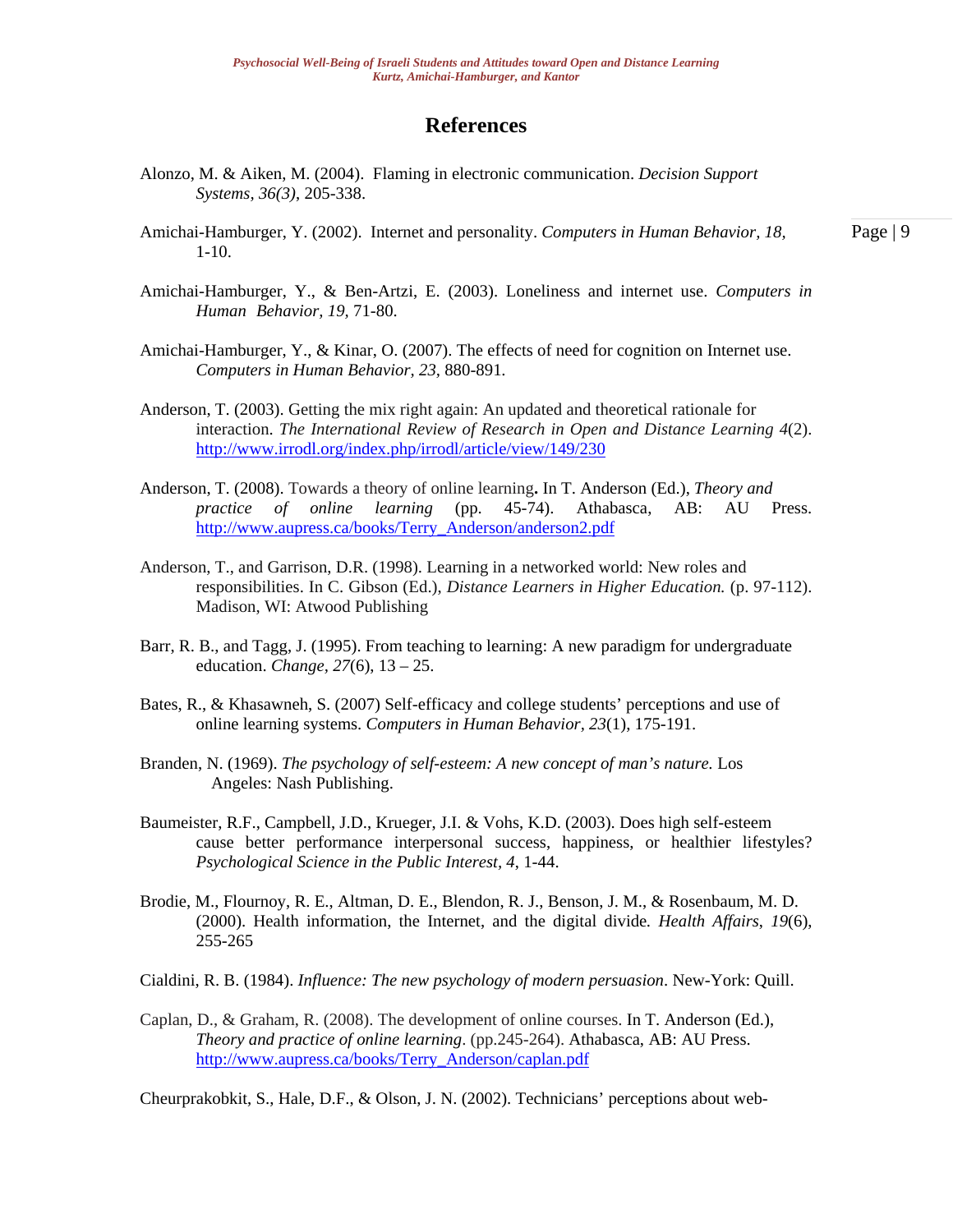# References

Alonzo, M. & Aiken, M. (2004). Flaming in electronic communication. *Decision Support Systems*, *36(3)*, 205-338.

Amichai-Hamburger, Y. (2002). Internet and personality. *Computers in Human Behavior, 18*, 1-10.

Amichai-Hamburger, Y., & Ben-Artzi, E. (2003). Loneliness and internet use. *Computers in Human Behavior, 19*, 71-80.

Amichai-Hamburger, Y., & Kinar, O. (2007). The effects of need for cognition on Internet use. *Computers in Human Behavior, 23*, 880-891.

Anderson, T. (2003). Getting the mix right again: An updated and theoretical rationale for interaction. *The International Review of Research in Open and Distance Learning 4*(2). http://www.irrodl.org/index.php/irrodl/article/view/149/230

Anderson, T. (2008). Towards a theory of online learning**.** In T. Anderson (Ed.), *Theory and practice of online learning* (pp. 45-74). Athabasca, AB: AU Press. http://www.aupress.ca/books/Terry_Anderson/anderson2.pdf

Anderson, T., and Garrison, D.R. (1998). Learning in a networked world: New roles and responsibilities. In C. Gibson (Ed.), *Distance Learners in Higher Education.* (p. 97-112). Madison, WI: Atwood Publishing

Barr, R. B., and Tagg, J. (1995). From teaching to learning: A new paradigm for undergraduate education. *Change, 27*(6), 13 – 25.

Bates, R., & Khasawneh, S. (2007) Self-efficacy and college students' perceptions and use of online learning systems. *Computers in Human Behavior*, *23*(1), 175-191.

Branden, N. (1969). *The psychology of self-esteem: A new concept of man's nature.* Los Angeles: Nash Publishing.

Baumeister, R.F., Campbell, J.D., Krueger, J.I. & Vohs, K.D. (2003). Does high self-esteem cause better performance interpersonal success, happiness, or healthier lifestyles? *Psychological Science in the Public Interest, 4*, 1-44.

Brodie, M., Flournoy, R. E., Altman, D. E., Blendon, R. J., Benson, J. M., & Rosenbaum, M. D. (2000). Health information, the Internet, and the digital divide*. Health Affairs*, *19*(6), 255-265

Cialdini, R. B. (1984). *Influence: The new psychology of modern persuasion*. New-York: Quill.

Caplan, D., & Graham, R. (2008). The development of online courses. In T. Anderson (Ed.), *Theory and practice of online learning*. (pp.245-264). Athabasca, AB: AU Press. http://www.aupress.ca/books/Terry_Anderson/caplan.pdf

Cheurprakobkit, S., Hale, D.F., & Olson, J. N. (2002). Technicians' perceptions about web-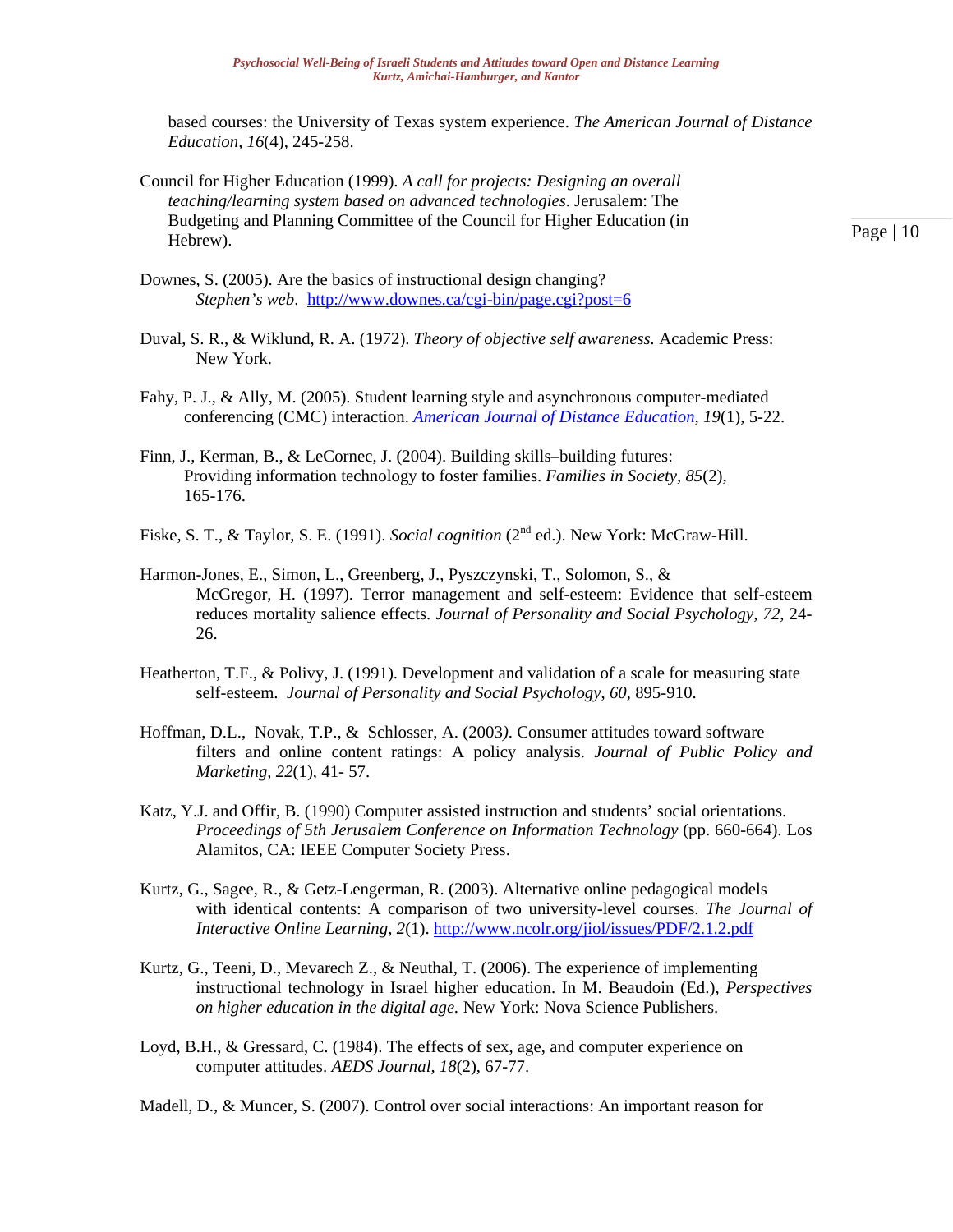based courses: the University of Texas system experience. *The American Journal of Distance Education, 16*(4), 245-258.

Council for Higher Education (1999). *A call for projects: Designing an overall teaching/learning system based on advanced technologies*. Jerusalem: The Budgeting and Planning Committee of the Council for Higher Education (in Hebrew).

Downes, S. (2005). Are the basics of instructional design changing? *Stephen's web*. http://www.downes.ca/cgi-bin/page.cgi?post=6

Duval, S. R., & Wiklund, R. A. (1972). *Theory of objective self awareness.* Academic Press: New York.

Fahy, P. J., & Ally, M. (2005). Student learning style and asynchronous computer-mediated conferencing (CMC) interaction. *American Journal of Distance Education, 19*(1), 5-22.

Finn, J., Kerman, B., & LeCornec, J. (2004). Building skills–building futures: Providing information technology to foster families. *Families in Society, 85*(2), 165-176.

Fiske, S. T., & Taylor, S. E. (1991). *Social cognition* (2nd ed.). New York: McGraw-Hill.

Harmon-Jones, E., Simon, L., Greenberg, J., Pyszczynski, T., Solomon, S., & McGregor, H. (1997). Terror management and self-esteem: Evidence that self-esteem reduces mortality salience effects. *Journal of Personality and Social Psychology, 72,* 24-26.

Heatherton, T.F., & Polivy, J. (1991). Development and validation of a scale for measuring state self-esteem. *Journal of Personality and Social Psychology*, *60*, 895-910.

Hoffman, D.L., Novak, T.P., & Schlosser, A. (2003). Consumer attitudes toward software filters and online content ratings: A policy analysis. *Journal of Public Policy and Marketing, 22*(1), 41- 57.

Katz, Y.J. and Offir, B. (1990) Computer assisted instruction and students' social orientations. *Proceedings of 5th Jerusalem Conference on Information Technology* (pp. 660-664). Los Alamitos, CA: IEEE Computer Society Press.

Kurtz, G., Sagee, R., & Getz-Lengerman, R. (2003). Alternative online pedagogical models with identical contents: A comparison of two university-level courses. *The Journal of Interactive Online Learning*, *2*(1). http://www.ncolr.org/jiol/issues/PDF/2.1.2.pdf

Kurtz, G., Teeni, D., Mevarech Z., & Neuthal, T. (2006). The experience of implementing instructional technology in Israel higher education. In M. Beaudoin (Ed.), *Perspectives on higher education in the digital age.* New York: Nova Science Publishers.

Loyd, B.H., & Gressard, C. (1984). The effects of sex, age, and computer experience on computer attitudes. *AEDS Journal, 18*(2), 67-77.

Madell, D., & Muncer, S. (2007). Control over social interactions: An important reason for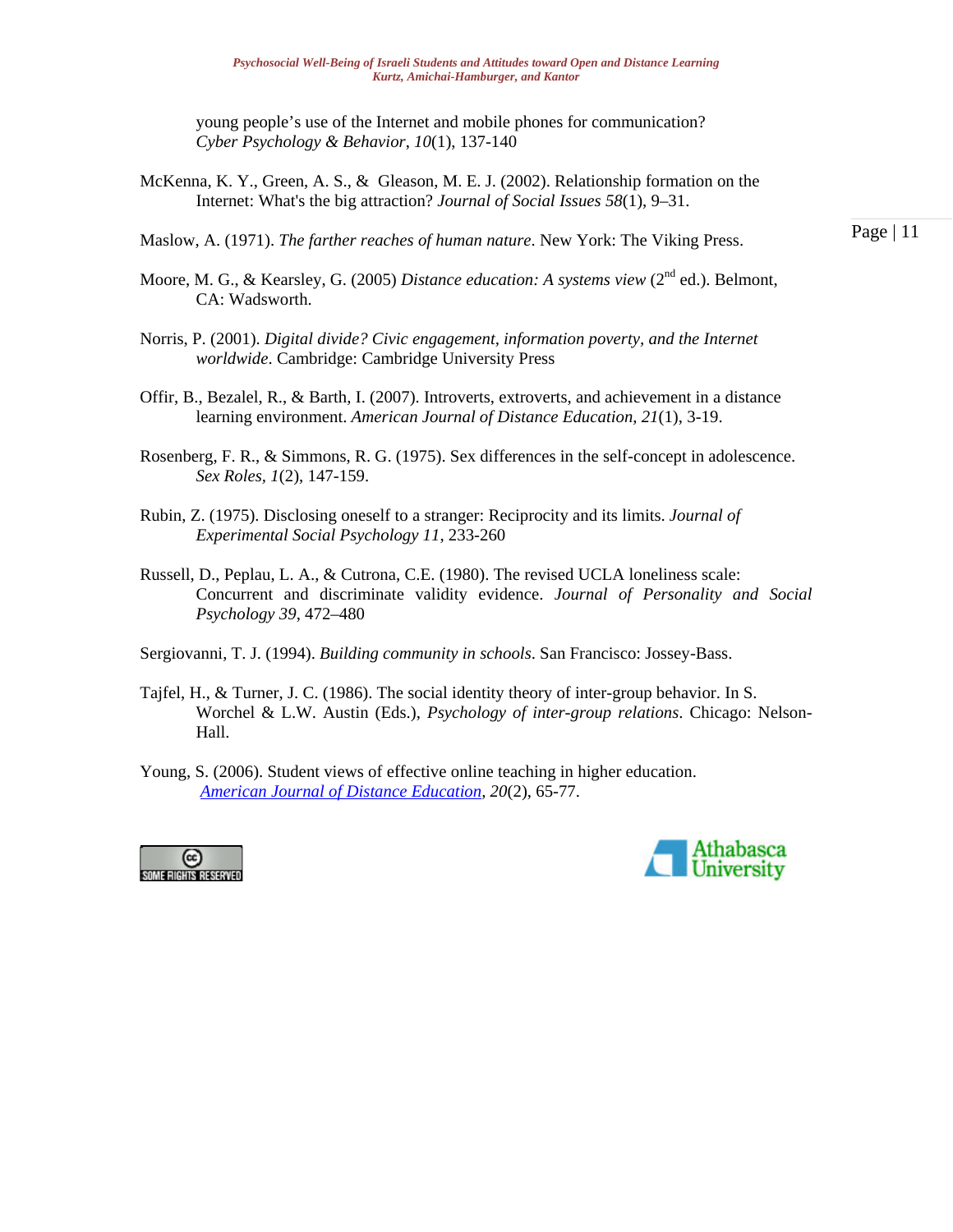young people's use of the Internet and mobile phones for communication? *Cyber Psychology & Behavior*, *10*(1), 137-140

McKenna, K. Y., Green, A. S., & Gleason, M. E. J. (2002). Relationship formation on the Internet: What's the big attraction? *Journal of Social Issues 58*(1), 9–31.

Maslow, A. (1971). *The farther reaches of human nature*. New York: The Viking Press.

Moore, M. G., & Kearsley, G. (2005) *Distance education: A systems view* (2nd ed.). Belmont, CA: Wadsworth.

Norris, P. (2001). *Digital divide? Civic engagement, information poverty, and the Internet worldwide*. Cambridge: Cambridge University Press

Offir, B., Bezalel, R., & Barth, I. (2007). Introverts, extroverts, and achievement in a distance learning environment. *American Journal of Distance Education*, *21*(1), 3-19.

Rosenberg, F. R., & Simmons, R. G. (1975). Sex differences in the self-concept in adolescence. *Sex Roles*, *1*(2), 147-159.

Rubin, Z. (1975). Disclosing oneself to a stranger: Reciprocity and its limits. *Journal of Experimental Social Psychology 11*, 233-260

Russell, D., Peplau, L. A., & Cutrona, C.E. (1980). The revised UCLA loneliness scale: Concurrent and discriminate validity evidence. *Journal of Personality and Social Psychology 39*, 472–480

Sergiovanni, T. J. (1994). *Building community in schools*. San Francisco: Jossey-Bass.

Tajfel, H., & Turner, J. C. (1986). The social identity theory of inter-group behavior. In S. Worchel & L.W. Austin (Eds.), *Psychology of inter-group relations*. Chicago: Nelson-Hall.

Young, S. (2006). Student views of effective online teaching in higher education. *American Journal of Distance Education*, *20*(2), 65-77.